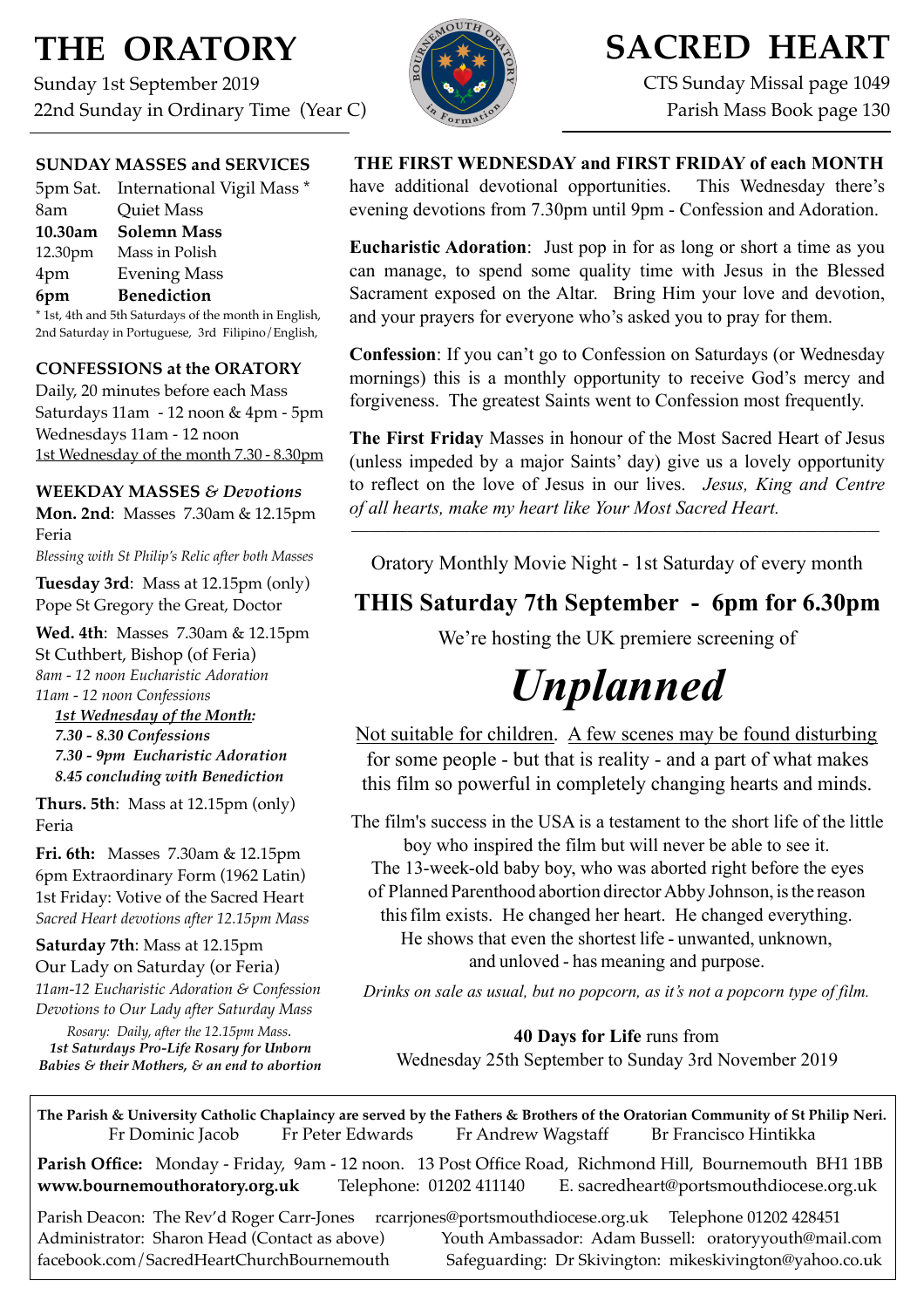# THE ORATORY

Sunday 1st September 2019
22nd Sunday in Ordinary Time (Year C)

# SACRED HEART

CTS Sunday Missal page 1049
Parish Mass Book page 130

## SUNDAY MASSES and SERVICES

| | |
|---|---|
| 5pm Sat. | International Vigil Mass * |
| 8am | Quiet Mass |
| **10.30am** | **Solemn Mass** |
| 12.30pm | Mass in Polish |
| 4pm | Evening Mass |
| **6pm** | **Benediction** |

* 1st, 4th and 5th Saturdays of the month in English, 2nd Saturday in Portuguese, 3rd Filipino/English,

## CONFESSIONS at the ORATORY

Daily, 20 minutes before each Mass
Saturdays 11am - 12 noon & 4pm - 5pm
Wednesdays 11am - 12 noon
1st Wednesday of the month 7.30 - 8.30pm

## WEEKDAY MASSES *& Devotions*

**Mon. 2nd**: Masses 7.30am & 12.15pm
Feria
*Blessing with St Philip's Relic after both Masses*

**Tuesday 3rd**: Mass at 12.15pm (only)
Pope St Gregory the Great, Doctor

**Wed. 4th**: Masses 7.30am & 12.15pm
St Cuthbert, Bishop (of Feria)
*8am - 12 noon Eucharistic Adoration*
*11am - 12 noon Confessions*
***1st Wednesday of the Month:***
***7.30 - 8.30 Confessions***
***7.30 - 9pm Eucharistic Adoration***
***8.45 concluding with Benediction***

**Thurs. 5th**: Mass at 12.15pm (only)
Feria

**Fri. 6th:** Masses 7.30am & 12.15pm
6pm Extraordinary Form (1962 Latin)
1st Friday: Votive of the Sacred Heart
*Sacred Heart devotions after 12.15pm Mass*

**Saturday 7th**: Mass at 12.15pm
Our Lady on Saturday (or Feria)
*11am-12 Eucharistic Adoration & Confession*
*Devotions to Our Lady after Saturday Mass*

*Rosary: Daily, after the 12.15pm Mass.*
***1st Saturdays Pro-Life Rosary for Unborn Babies & their Mothers, & an end to abortion***

**THE FIRST WEDNESDAY and FIRST FRIDAY of each MONTH** have additional devotional opportunities. This Wednesday there's evening devotions from 7.30pm until 9pm - Confession and Adoration.

**Eucharistic Adoration**: Just pop in for as long or short a time as you can manage, to spend some quality time with Jesus in the Blessed Sacrament exposed on the Altar. Bring Him your love and devotion, and your prayers for everyone who's asked you to pray for them.

**Confession**: If you can't go to Confession on Saturdays (or Wednesday mornings) this is a monthly opportunity to receive God's mercy and forgiveness. The greatest Saints went to Confession most frequently.

**The First Friday** Masses in honour of the Most Sacred Heart of Jesus (unless impeded by a major Saints' day) give us a lovely opportunity to reflect on the love of Jesus in our lives. *Jesus, King and Centre of all hearts, make my heart like Your Most Sacred Heart.*

---

Oratory Monthly Movie Night - 1st Saturday of every month

## THIS Saturday 7th September - 6pm for 6.30pm

We're hosting the UK premiere screening of

# *Unplanned*

Not suitable for children. A few scenes may be found disturbing for some people - but that is reality - and a part of what makes this film so powerful in completely changing hearts and minds.

The film's success in the USA is a testament to the short life of the little boy who inspired the film but will never be able to see it. The 13-week-old baby boy, who was aborted right before the eyes of Planned Parenthood abortion director Abby Johnson, is the reason this film exists. He changed her heart. He changed everything. He shows that even the shortest life - unwanted, unknown, and unloved - has meaning and purpose.

*Drinks on sale as usual, but no popcorn, as it's not a popcorn type of film.*

**40 Days for Life** runs from
Wednesday 25th September to Sunday 3rd November 2019

---

**The Parish & University Catholic Chaplaincy are served by the Fathers & Brothers of the Oratorian Community of St Philip Neri.**
Fr Dominic Jacob  Fr Peter Edwards  Fr Andrew Wagstaff  Br Francisco Hintikka

**Parish Office:** Monday - Friday, 9am - 12 noon. 13 Post Office Road, Richmond Hill, Bournemouth BH1 1BB
**www.bournemouthoratory.org.uk**  Telephone: 01202 411140  E. sacredheart@portsmouthdiocese.org.uk

Parish Deacon: The Rev'd Roger Carr-Jones  rcarrjones@portsmouthdiocese.org.uk  Telephone 01202 428451
Administrator: Sharon Head (Contact as above)  Youth Ambassador: Adam Bussell: oratoryyouth@mail.com
facebook.com/SacredHeartChurchBournemouth  Safeguarding: Dr Skivington: mikeskivington@yahoo.co.uk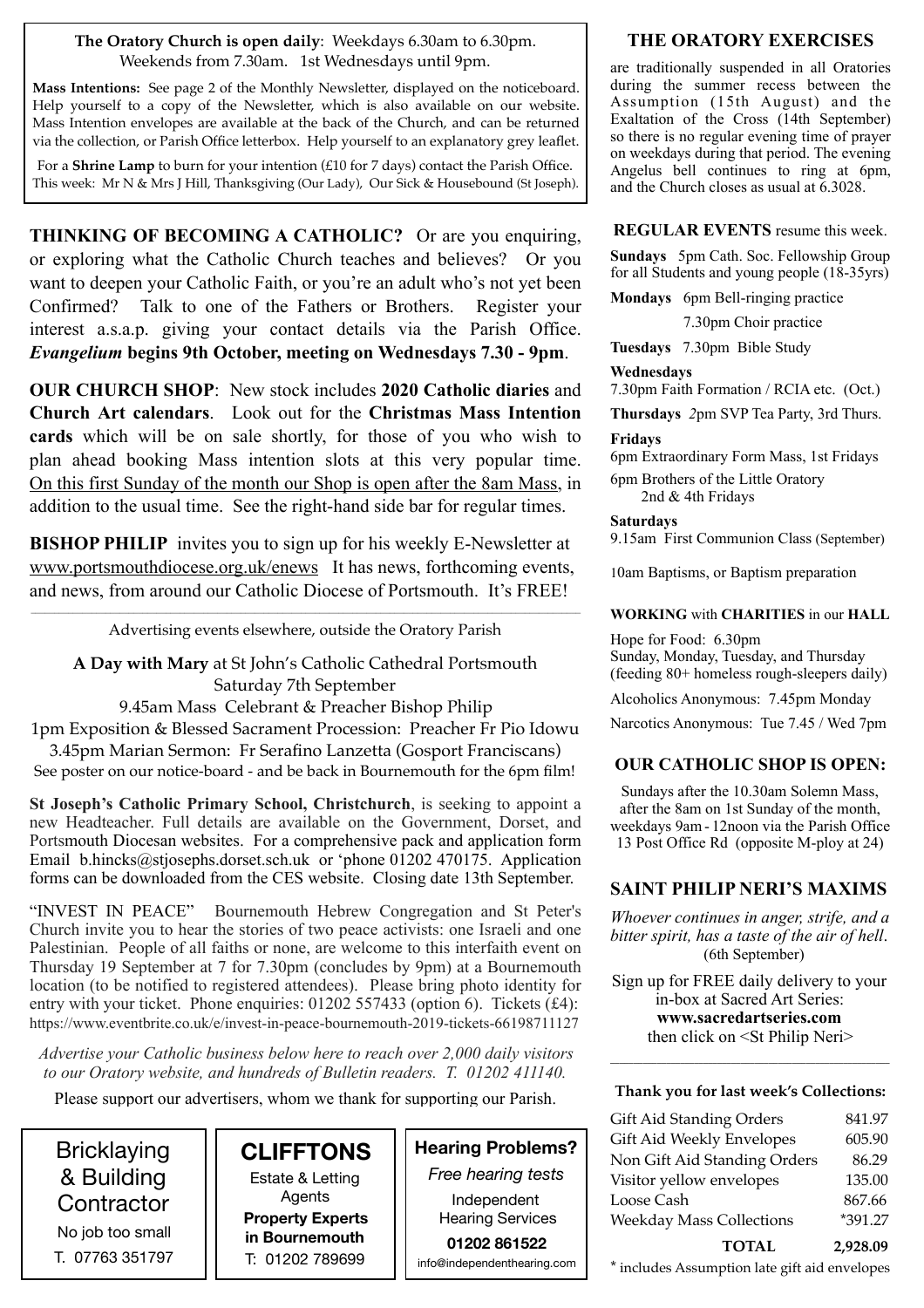**The Oratory Church is open daily**: Weekdays 6.30am to 6.30pm. Weekends from 7.30am. 1st Wednesdays until 9pm.

**Mass Intentions:** See page 2 of the Monthly Newsletter, displayed on the noticeboard. Help yourself to a copy of the Newsletter, which is also available on our website. Mass Intention envelopes are available at the back of the Church, and can be returned via the collection, or Parish Office letterbox. Help yourself to an explanatory grey leaflet.

For a **Shrine Lamp** to burn for your intention (£10 for 7 days) contact the Parish Office. This week: Mr N & Mrs J Hill, Thanksgiving (Our Lady), Our Sick & Housebound (St Joseph).

**THINKING OF BECOMING A CATHOLIC?** Or are you enquiring, or exploring what the Catholic Church teaches and believes? Or you want to deepen your Catholic Faith, or you're an adult who's not yet been Confirmed? Talk to one of the Fathers or Brothers. Register your interest a.s.a.p. giving your contact details via the Parish Office. ***Evangelium* begins 9th October, meeting on Wednesdays 7.30 - 9pm**.

**OUR CHURCH SHOP**: New stock includes **2020 Catholic diaries** and **Church Art calendars**. Look out for the **Christmas Mass Intention cards** which will be on sale shortly, for those of you who wish to plan ahead booking Mass intention slots at this very popular time. On this first Sunday of the month our Shop is open after the 8am Mass, in addition to the usual time. See the right-hand side bar for regular times.

**BISHOP PHILIP** invites you to sign up for his weekly E-Newsletter at www.portsmouthdiocese.org.uk/enews It has news, forthcoming events, and news, from around our Catholic Diocese of Portsmouth. It's FREE!

Advertising events elsewhere, outside the Oratory Parish

**A Day with Mary** at St John's Catholic Cathedral Portsmouth
Saturday 7th September
9.45am Mass Celebrant & Preacher Bishop Philip
1pm Exposition & Blessed Sacrament Procession: Preacher Fr Pio Idowu
3.45pm Marian Sermon: Fr Serafino Lanzetta (Gosport Franciscans)
See poster on our notice-board - and be back in Bournemouth for the 6pm film!

**St Joseph's Catholic Primary School, Christchurch**, is seeking to appoint a new Headteacher. Full details are available on the Government, Dorset, and Portsmouth Diocesan websites. For a comprehensive pack and application form Email b.hincks@stjosephs.dorset.sch.uk or 'phone 01202 470175. Application forms can be downloaded from the CES website. Closing date 13th September.

"INVEST IN PEACE" Bournemouth Hebrew Congregation and St Peter's Church invite you to hear the stories of two peace activists: one Israeli and one Palestinian. People of all faiths or none, are welcome to this interfaith event on Thursday 19 September at 7 for 7.30pm (concludes by 9pm) at a Bournemouth location (to be notified to registered attendees). Please bring photo identity for entry with your ticket. Phone enquiries: 01202 557433 (option 6). Tickets (£4): https://www.eventbrite.co.uk/e/invest-in-peace-bournemouth-2019-tickets-66198711127

*Advertise your Catholic business below here to reach over 2,000 daily visitors to our Oratory website, and hundreds of Bulletin readers. T. 01202 411140.*

Please support our advertisers, whom we thank for supporting our Parish.

Bricklaying & Building Contractor
No job too small
T. 07763 351797

**CLIFFTONS**
Estate & Letting Agents
**Property Experts in Bournemouth**
T: 01202 789699

**Hearing Problems?**
*Free hearing tests*
Independent Hearing Services
**01202 861522**
info@independenthearing.com

## THE ORATORY EXERCISES

are traditionally suspended in all Oratories during the summer recess between the Assumption (15th August) and the Exaltation of the Cross (14th September) so there is no regular evening time of prayer on weekdays during that period. The evening Angelus bell continues to ring at 6pm, and the Church closes as usual at 6.3028.

**REGULAR EVENTS** resume this week.

**Sundays** 5pm Cath. Soc. Fellowship Group for all Students and young people (18-35yrs)

**Mondays** 6pm Bell-ringing practice
7.30pm Choir practice

**Tuesdays** 7.30pm Bible Study

**Wednesdays**
7.30pm Faith Formation / RCIA etc. (Oct.)

**Thursdays** *2*pm SVP Tea Party, 3rd Thurs.

**Fridays**
6pm Extraordinary Form Mass, 1st Fridays
6pm Brothers of the Little Oratory 2nd & 4th Fridays

**Saturdays**
9.15am First Communion Class (September)

10am Baptisms, or Baptism preparation

**WORKING** with **CHARITIES** in our **HALL**

Hope for Food: 6.30pm
Sunday, Monday, Tuesday, and Thursday (feeding 80+ homeless rough-sleepers daily)

Alcoholics Anonymous: 7.45pm Monday

Narcotics Anonymous: Tue 7.45 / Wed 7pm

## OUR CATHOLIC SHOP IS OPEN:

Sundays after the 10.30am Solemn Mass, after the 8am on 1st Sunday of the month, weekdays 9am - 12noon via the Parish Office 13 Post Office Rd (opposite M-ploy at 24)

## SAINT PHILIP NERI'S MAXIMS

*Whoever continues in anger, strife, and a bitter spirit, has a taste of the air of hell*. (6th September)

Sign up for FREE daily delivery to your in-box at Sacred Art Series:
**www.sacredartseries.com**
then click on <St Philip Neri>

**Thank you for last week's Collections:**

| | |
|---|---|
| Gift Aid Standing Orders | 841.97 |
| Gift Aid Weekly Envelopes | 605.90 |
| Non Gift Aid Standing Orders | 86.29 |
| Visitor yellow envelopes | 135.00 |
| Loose Cash | 867.66 |
| Weekday Mass Collections | *391.27 |
| **TOTAL** | **2,928.09** |

\* includes Assumption late gift aid envelopes